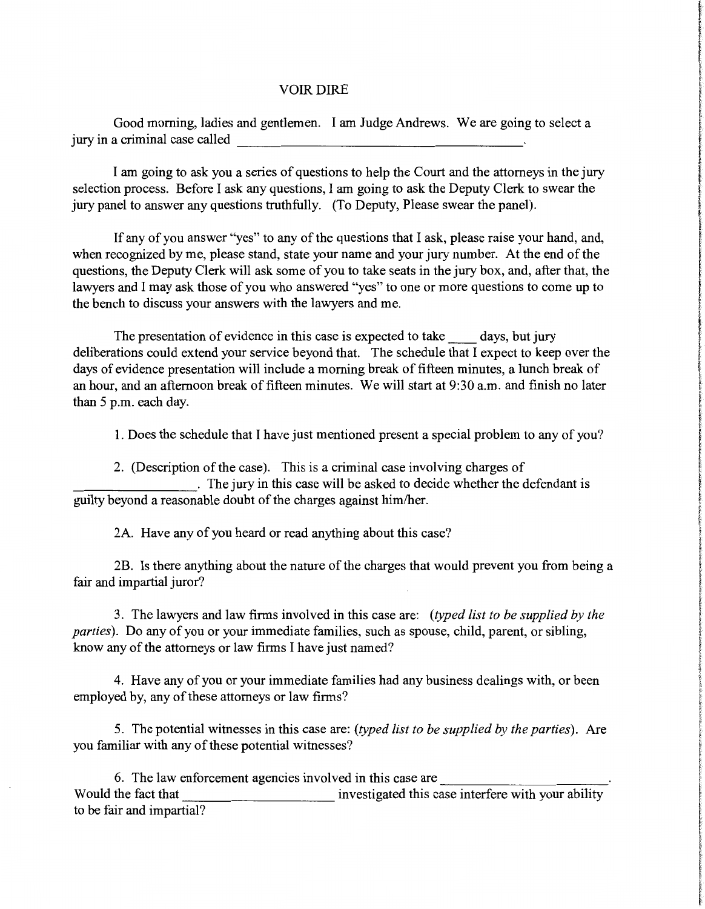# VOIR DIRE

Good morning, ladies and gentlemen. I am Judge Andrews. We are going to select a jury in a criminal case called ______________________________.

I am going to ask you a series of questions to help the Court and the attorneys in the jury selection process. Before I ask any questions, I am going to ask the Deputy Clerk to swear the jury panel to answer any questions truthfully. (To Deputy, Please swear the panel).

If any of you answer "yes" to any of the questions that I ask, please raise your hand, and, when recognized by me, please stand, state your name and your jury number. At the end of the questions, the Deputy Clerk will ask some of you to take seats in the jury box, and, after that, the lawyers and I may ask those of you who answered "yes" to one or more questions to come up to the bench to discuss your answers with the lawyers and me.

The presentation of evidence in this case is expected to take ____ days, but jury deliberations could extend your service beyond that. The schedule that I expect to keep over the days of evidence presentation will include a morning break of fifteen minutes, a lunch break of an hour, and an afternoon break of fifteen minutes. We will start at 9:30 a.m. and finish no later than 5 p.m. each day.

1. Does the schedule that I have just mentioned present a special problem to any of you?

2. (Description of the case). This is a criminal case involving charges of ________________. The jury in this case will be asked to decide whether the defendant is guilty beyond a reasonable doubt of the charges against him/her.

2A. Have any of you heard or read anything about this case?

2B. Is there anything about the nature of the charges that would prevent you from being a fair and impartial juror?

3. The lawyers and law firms involved in this case are: *(typed list to be supplied by the parties)*. Do any of you or your immediate families, such as spouse, child, parent, or sibling, know any of the attorneys or law firms I have just named?

4. Have any of you or your immediate families had any business dealings with, or been employed by, any of these attorneys or law firms?

5. The potential witnesses in this case are: *(typed list to be supplied by the parties)*. Are you familiar with any of these potential witnesses?

6. The law enforcement agencies involved in this case are ________________________. Would the fact that ____________________ investigated this case interfere with your ability to be fair and impartial?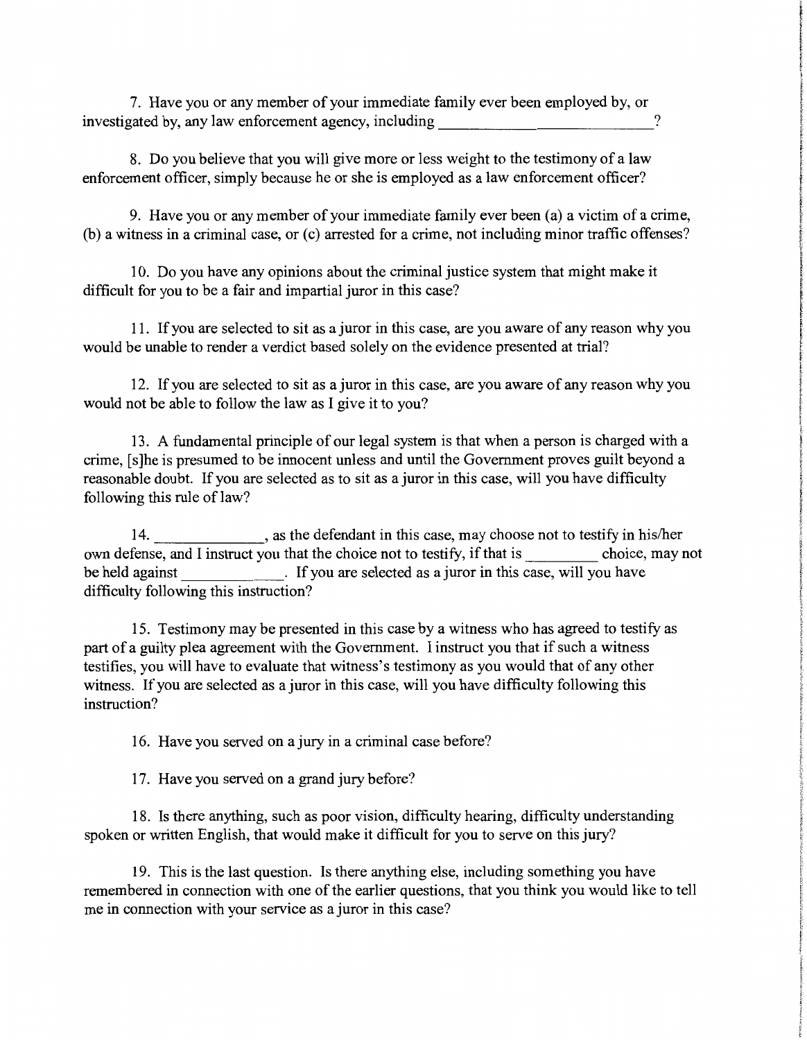7. Have you or any member of your immediate family ever been employed by, or investigated by, any law enforcement agency, including ____________________________?

8. Do you believe that you will give more or less weight to the testimony of a law enforcement officer, simply because he or she is employed as a law enforcement officer?

9. Have you or any member of your immediate family ever been (a) a victim of a crime, (b) a witness in a criminal case, or (c) arrested for a crime, not including minor traffic offenses?

10. Do you have any opinions about the criminal justice system that might make it difficult for you to be a fair and impartial juror in this case?

11. If you are selected to sit as a juror in this case, are you aware of any reason why you would be unable to render a verdict based solely on the evidence presented at trial?

12. If you are selected to sit as a juror in this case, are you aware of any reason why you would not be able to follow the law as I give it to you?

13. A fundamental principle of our legal system is that when a person is charged with a crime, [s]he is presumed to be innocent unless and until the Government proves guilt beyond a reasonable doubt. If you are selected as to sit as a juror in this case, will you have difficulty following this rule of law?

14. ______________, as the defendant in this case, may choose not to testify in his/her own defense, and I instruct you that the choice not to testify, if that is _________ choice, may not be held against _____________. If you are selected as a juror in this case, will you have difficulty following this instruction?

15. Testimony may be presented in this case by a witness who has agreed to testify as part of a guilty plea agreement with the Government. I instruct you that if such a witness testifies, you will have to evaluate that witness's testimony as you would that of any other witness. If you are selected as a juror in this case, will you have difficulty following this instruction?

16. Have you served on a jury in a criminal case before?

17. Have you served on a grand jury before?

18. Is there anything, such as poor vision, difficulty hearing, difficulty understanding spoken or written English, that would make it difficult for you to serve on this jury?

19. This is the last question. Is there anything else, including something you have remembered in connection with one of the earlier questions, that you think you would like to tell me in connection with your service as a juror in this case?